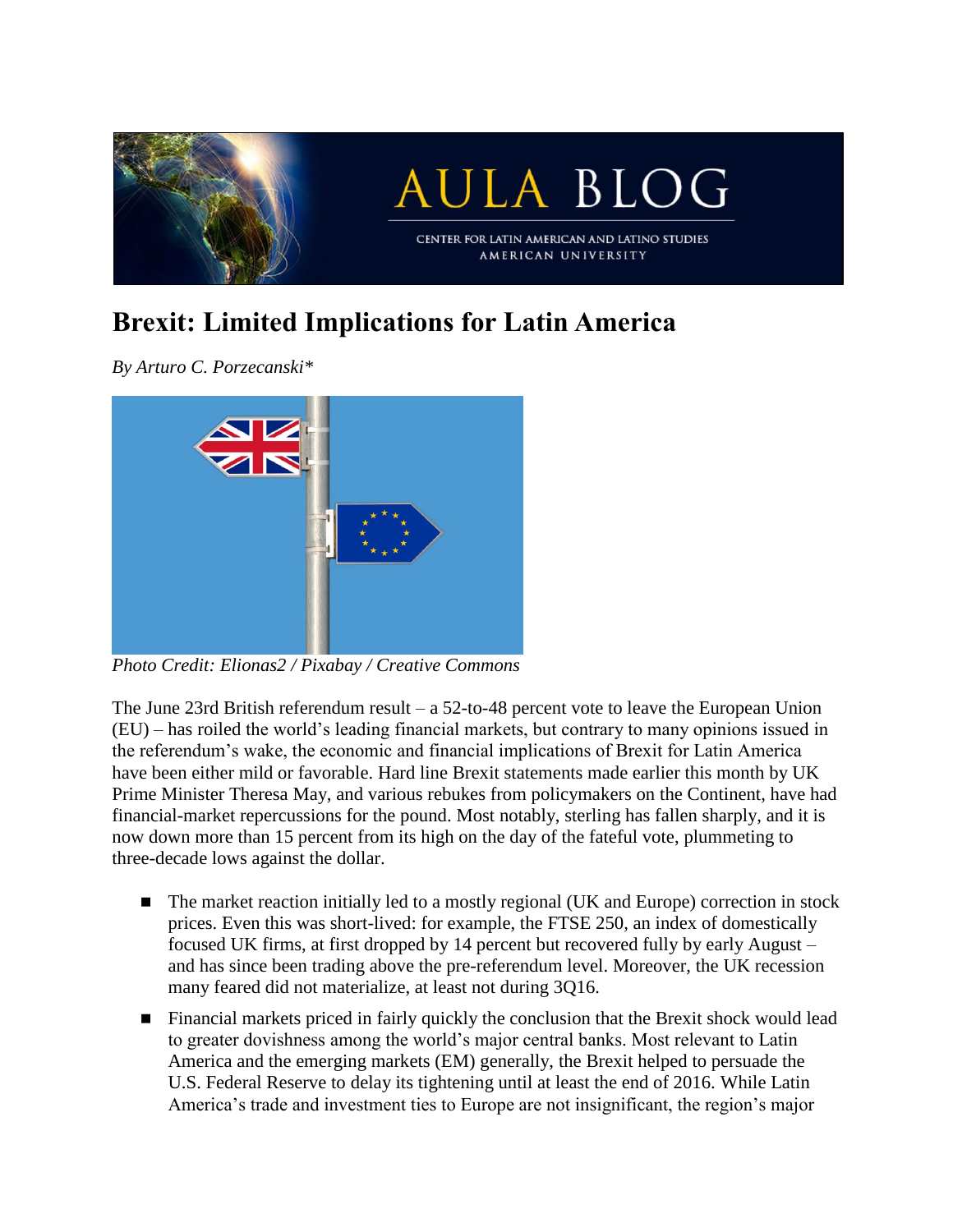# Brexit: Limited Implications for Latin America

*By Arturo C. Porzecanski**

*Photo Credit: Elionas2 / Pixabay / Creative Commons*

The June 23rd British referendum result – a 52-to-48 percent vote to leave the European Union (EU) – has roiled the world's leading financial markets, but contrary to many opinions issued in the referendum's wake, the economic and financial implications of Brexit for Latin America have been either mild or favorable. Hard line Brexit statements made earlier this month by UK Prime Minister Theresa May, and various rebukes from policymakers on the Continent, have had financial-market repercussions for the pound. Most notably, sterling has fallen sharply, and it is now down more than 15 percent from its high on the day of the fateful vote, plummeting to three-decade lows against the dollar.

- The market reaction initially led to a mostly regional (UK and Europe) correction in stock prices. Even this was short-lived: for example, the FTSE 250, an index of domestically focused UK firms, at first dropped by 14 percent but recovered fully by early August – and has since been trading above the pre-referendum level. Moreover, the UK recession many feared did not materialize, at least not during 3Q16.
- Financial markets priced in fairly quickly the conclusion that the Brexit shock would lead to greater dovishness among the world's major central banks. Most relevant to Latin America and the emerging markets (EM) generally, the Brexit helped to persuade the U.S. Federal Reserve to delay its tightening until at least the end of 2016. While Latin America's trade and investment ties to Europe are not insignificant, the region's major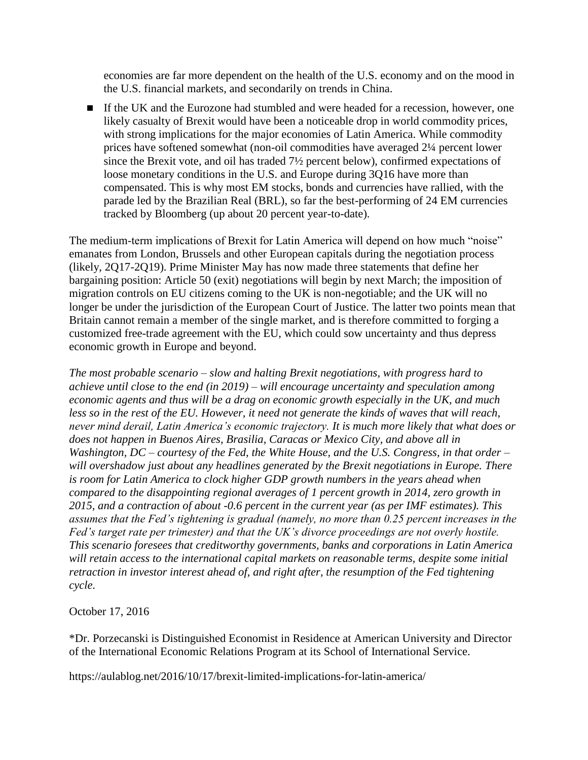economies are far more dependent on the health of the U.S. economy and on the mood in the U.S. financial markets, and secondarily on trends in China.

- If the UK and the Eurozone had stumbled and were headed for a recession, however, one likely casualty of Brexit would have been a noticeable drop in world commodity prices, with strong implications for the major economies of Latin America. While commodity prices have softened somewhat (non-oil commodities have averaged 2¼ percent lower since the Brexit vote, and oil has traded 7½ percent below), confirmed expectations of loose monetary conditions in the U.S. and Europe during 3Q16 have more than compensated. This is why most EM stocks, bonds and currencies have rallied, with the parade led by the Brazilian Real (BRL), so far the best-performing of 24 EM currencies tracked by Bloomberg (up about 20 percent year-to-date).

The medium-term implications of Brexit for Latin America will depend on how much "noise" emanates from London, Brussels and other European capitals during the negotiation process (likely, 2Q17-2Q19). Prime Minister May has now made three statements that define her bargaining position: Article 50 (exit) negotiations will begin by next March; the imposition of migration controls on EU citizens coming to the UK is non-negotiable; and the UK will no longer be under the jurisdiction of the European Court of Justice. The latter two points mean that Britain cannot remain a member of the single market, and is therefore committed to forging a customized free-trade agreement with the EU, which could sow uncertainty and thus depress economic growth in Europe and beyond.

*The most probable scenario – slow and halting Brexit negotiations, with progress hard to achieve until close to the end (in 2019) – will encourage uncertainty and speculation among economic agents and thus will be a drag on economic growth especially in the UK, and much less so in the rest of the EU. However, it need not generate the kinds of waves that will reach, never mind derail, Latin America's economic trajectory. It is much more likely that what does or does not happen in Buenos Aires, Brasilia, Caracas or Mexico City, and above all in Washington, DC – courtesy of the Fed, the White House, and the U.S. Congress, in that order – will overshadow just about any headlines generated by the Brexit negotiations in Europe. There is room for Latin America to clock higher GDP growth numbers in the years ahead when compared to the disappointing regional averages of 1 percent growth in 2014, zero growth in 2015, and a contraction of about -0.6 percent in the current year (as per IMF estimates). This assumes that the Fed's tightening is gradual (namely, no more than 0.25 percent increases in the Fed's target rate per trimester) and that the UK's divorce proceedings are not overly hostile. This scenario foresees that creditworthy governments, banks and corporations in Latin America will retain access to the international capital markets on reasonable terms, despite some initial retraction in investor interest ahead of, and right after, the resumption of the Fed tightening cycle.*

October 17, 2016

*Dr. Porzecanski is Distinguished Economist in Residence at American University and Director of the International Economic Relations Program at its School of International Service.

https://aulablog.net/2016/10/17/brexit-limited-implications-for-latin-america/